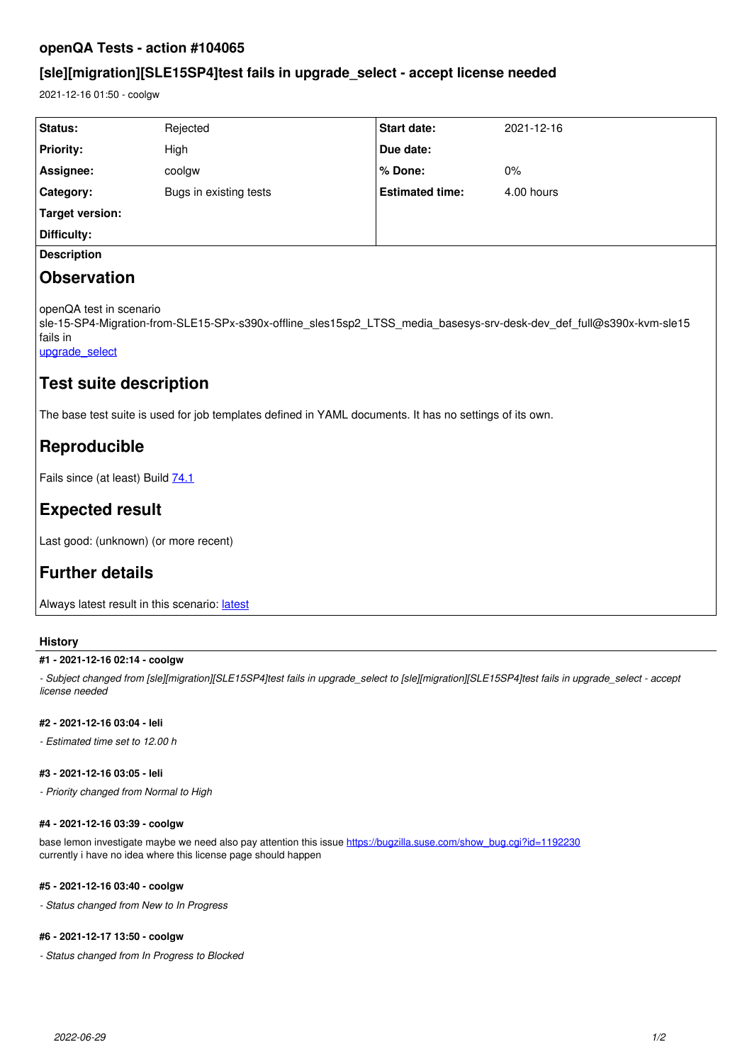# openQA Tests - action #104065

## [sle][migration][SLE15SP4]test fails in upgrade_select - accept license needed

2021-12-16 01:50 - coolgw

| | | | |
|---|---|---|---|
| **Status:** | Rejected | **Start date:** | 2021-12-16 |
| **Priority:** | High | **Due date:** | |
| **Assignee:** | coolgw | **% Done:** | 0% |
| **Category:** | Bugs in existing tests | **Estimated time:** | 4.00 hours |
| **Target version:** | | | |
| **Difficulty:** | | | |

**Description**

# Observation

openQA test in scenario sle-15-SP4-Migration-from-SLE15-SPx-s390x-offline_sles15sp2_LTSS_media_basesys-srv-desk-dev_def_full@s390x-kvm-sle15 fails in
upgrade_select

# Test suite description

The base test suite is used for job templates defined in YAML documents. It has no settings of its own.

# Reproducible

Fails since (at least) Build 74.1

# Expected result

Last good: (unknown) (or more recent)

# Further details

Always latest result in this scenario: latest

### History

#### #1 - 2021-12-16 02:14 - coolgw

*- Subject changed from [sle][migration][SLE15SP4]test fails in upgrade_select to [sle][migration][SLE15SP4]test fails in upgrade_select - accept license needed*

#### #2 - 2021-12-16 03:04 - leli

*- Estimated time set to 12.00 h*

#### #3 - 2021-12-16 03:05 - leli

*- Priority changed from Normal to High*

#### #4 - 2021-12-16 03:39 - coolgw

base lemon investigate maybe we need also pay attention this issue https://bugzilla.suse.com/show_bug.cgi?id=1192230
currently i have no idea where this license page should happen

#### #5 - 2021-12-16 03:40 - coolgw

*- Status changed from New to In Progress*

#### #6 - 2021-12-17 13:50 - coolgw

*- Status changed from In Progress to Blocked*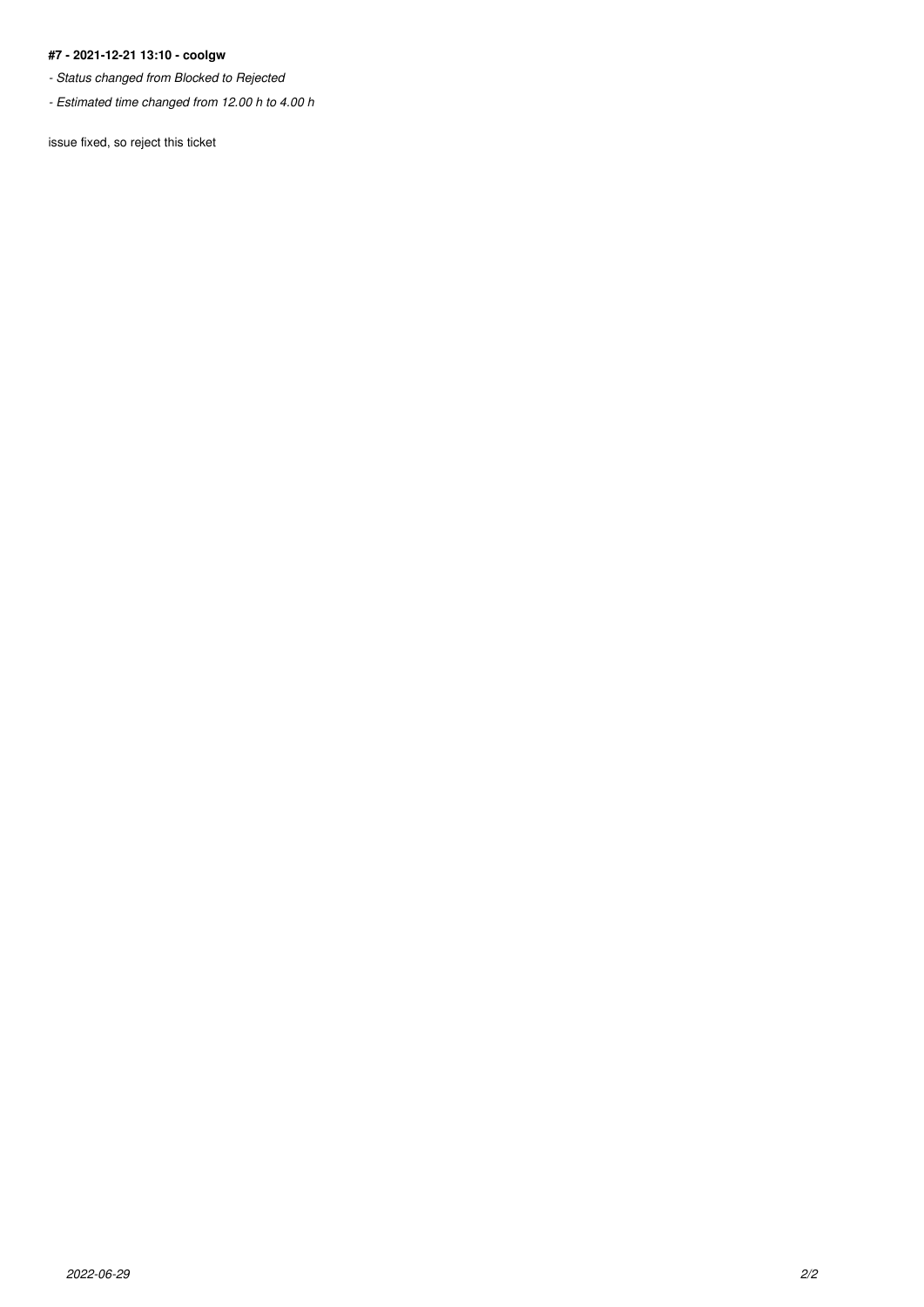**#7 - 2021-12-21 13:10 - coolgw**

*- Status changed from Blocked to Rejected*

*- Estimated time changed from 12.00 h to 4.00 h*

issue fixed, so reject this ticket